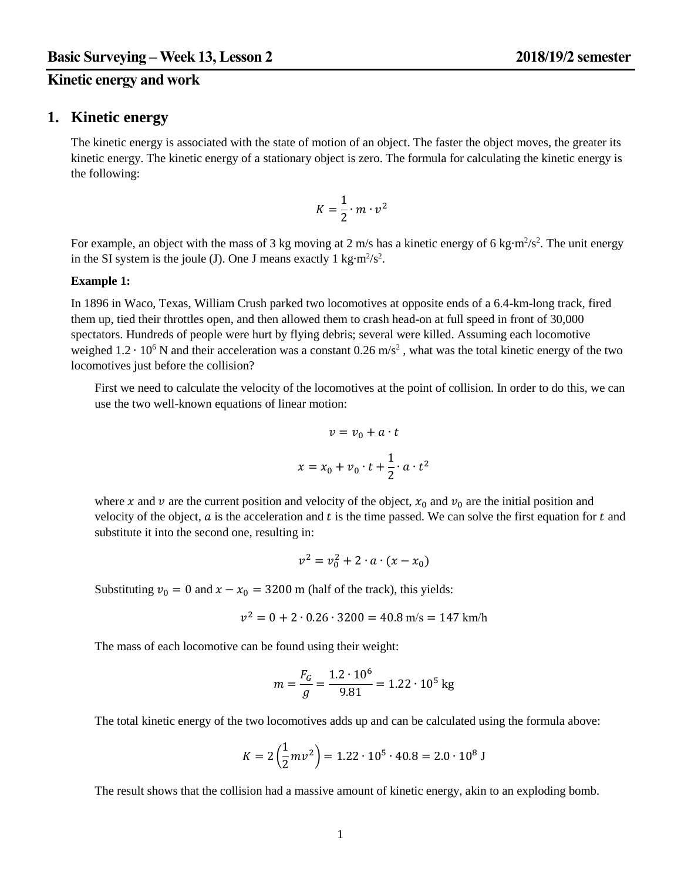## Kinetic energy and work

# 1. Kinetic energy

The kinetic energy is associated with the state of motion of an object. The faster the object moves, the greater its kinetic energy. The kinetic energy of a stationary object is zero. The formula for calculating the kinetic energy is the following:

$$K = \frac{1}{2} \cdot m \cdot v^2$$

For example, an object with the mass of 3 kg moving at 2 m/s has a kinetic energy of 6 kg·m$^2$/s$^2$. The unit energy in the SI system is the joule (J). One J means exactly 1 kg·m$^2$/s$^2$.

**Example 1:**

In 1896 in Waco, Texas, William Crush parked two locomotives at opposite ends of a 6.4-km-long track, fired them up, tied their throttles open, and then allowed them to crash head-on at full speed in front of 30,000 spectators. Hundreds of people were hurt by flying debris; several were killed. Assuming each locomotive weighed $1.2 \cdot 10^6$ N and their acceleration was a constant 0.26 m/s$^2$ , what was the total kinetic energy of the two locomotives just before the collision?

First we need to calculate the velocity of the locomotives at the point of collision. In order to do this, we can use the two well-known equations of linear motion:

$$v = v_0 + a \cdot t$$

$$x = x_0 + v_0 \cdot t + \frac{1}{2} \cdot a \cdot t^2$$

where $x$ and $v$ are the current position and velocity of the object, $x_0$ and $v_0$ are the initial position and velocity of the object, $a$ is the acceleration and $t$ is the time passed. We can solve the first equation for $t$ and substitute it into the second one, resulting in:

$$v^2 = v_0^2 + 2 \cdot a \cdot (x - x_0)$$

Substituting $v_0 = 0$ and $x - x_0 = 3200$ m (half of the track), this yields:

$$v^2 = 0 + 2 \cdot 0.26 \cdot 3200 = 40.8 \text{ m/s} = 147 \text{ km/h}$$

The mass of each locomotive can be found using their weight:

$$m = \frac{F_G}{g} = \frac{1.2 \cdot 10^6}{9.81} = 1.22 \cdot 10^5 \text{ kg}$$

The total kinetic energy of the two locomotives adds up and can be calculated using the formula above:

$$K = 2\left(\frac{1}{2} m v^2\right) = 1.22 \cdot 10^5 \cdot 40.8 = 2.0 \cdot 10^8 \text{ J}$$

The result shows that the collision had a massive amount of kinetic energy, akin to an exploding bomb.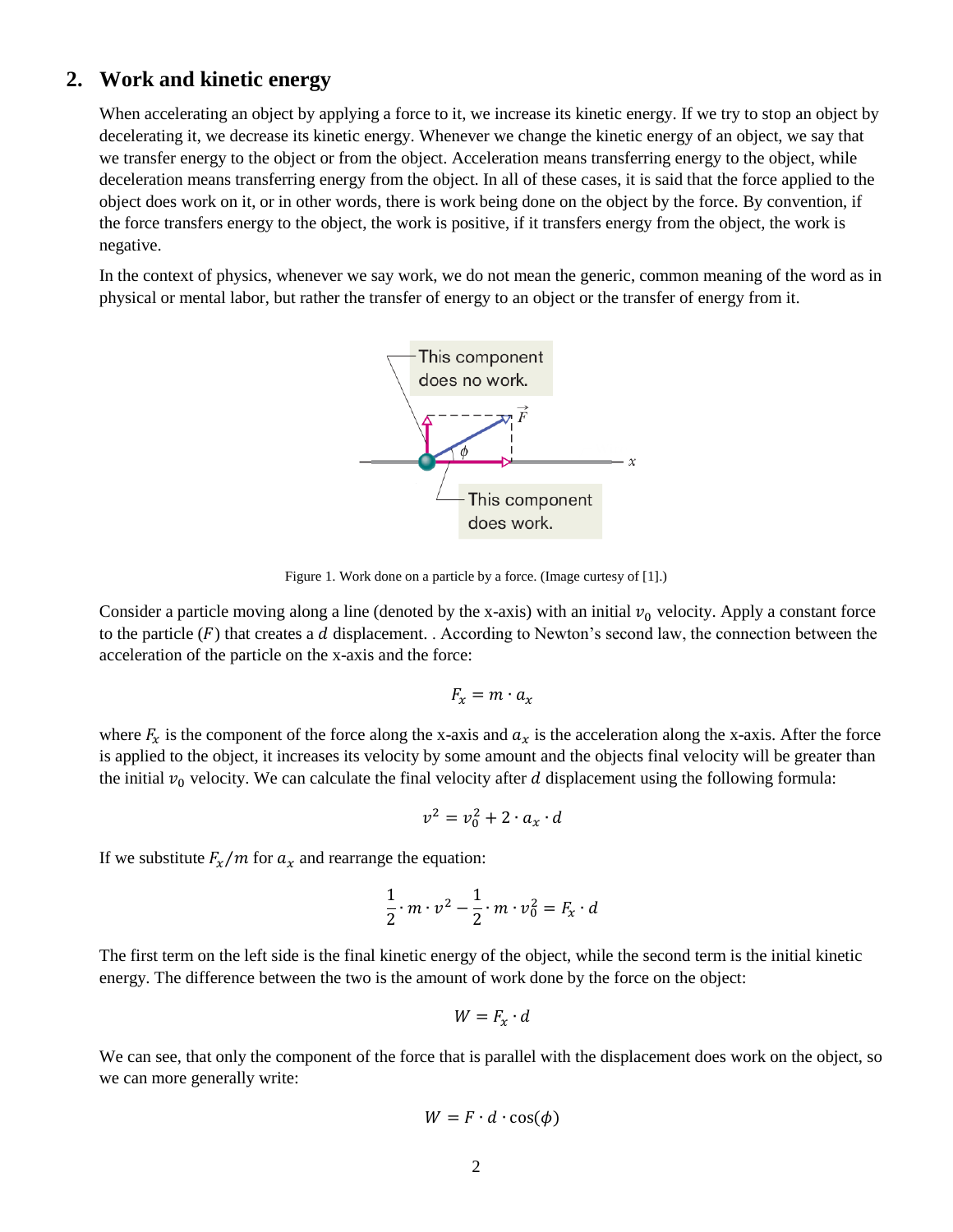## 2. Work and kinetic energy

When accelerating an object by applying a force to it, we increase its kinetic energy. If we try to stop an object by decelerating it, we decrease its kinetic energy. Whenever we change the kinetic energy of an object, we say that we transfer energy to the object or from the object. Acceleration means transferring energy to the object, while deceleration means transferring energy from the object. In all of these cases, it is said that the force applied to the object does work on it, or in other words, there is work being done on the object by the force. By convention, if the force transfers energy to the object, the work is positive, if it transfers energy from the object, the work is negative.

In the context of physics, whenever we say work, we do not mean the generic, common meaning of the word as in physical or mental labor, but rather the transfer of energy to an object or the transfer of energy from it.

Figure 1. Work done on a particle by a force. (Image curtesy of [1].)

Consider a particle moving along a line (denoted by the x-axis) with an initial $v_0$ velocity. Apply a constant force to the particle ($F$) that creates a $d$ displacement. . According to Newton's second law, the connection between the acceleration of the particle on the x-axis and the force:

$$F_x = m \cdot a_x$$

where $F_x$ is the component of the force along the x-axis and $a_x$ is the acceleration along the x-axis. After the force is applied to the object, it increases its velocity by some amount and the objects final velocity will be greater than the initial $v_0$ velocity. We can calculate the final velocity after $d$ displacement using the following formula:

$$v^2 = v_0^2 + 2 \cdot a_x \cdot d$$

If we substitute $F_x/m$ for $a_x$ and rearrange the equation:

$$\frac{1}{2} \cdot m \cdot v^2 - \frac{1}{2} \cdot m \cdot v_0^2 = F_x \cdot d$$

The first term on the left side is the final kinetic energy of the object, while the second term is the initial kinetic energy. The difference between the two is the amount of work done by the force on the object:

$$W = F_x \cdot d$$

We can see, that only the component of the force that is parallel with the displacement does work on the object, so we can more generally write:

$$W = F \cdot d \cdot \cos(\phi)$$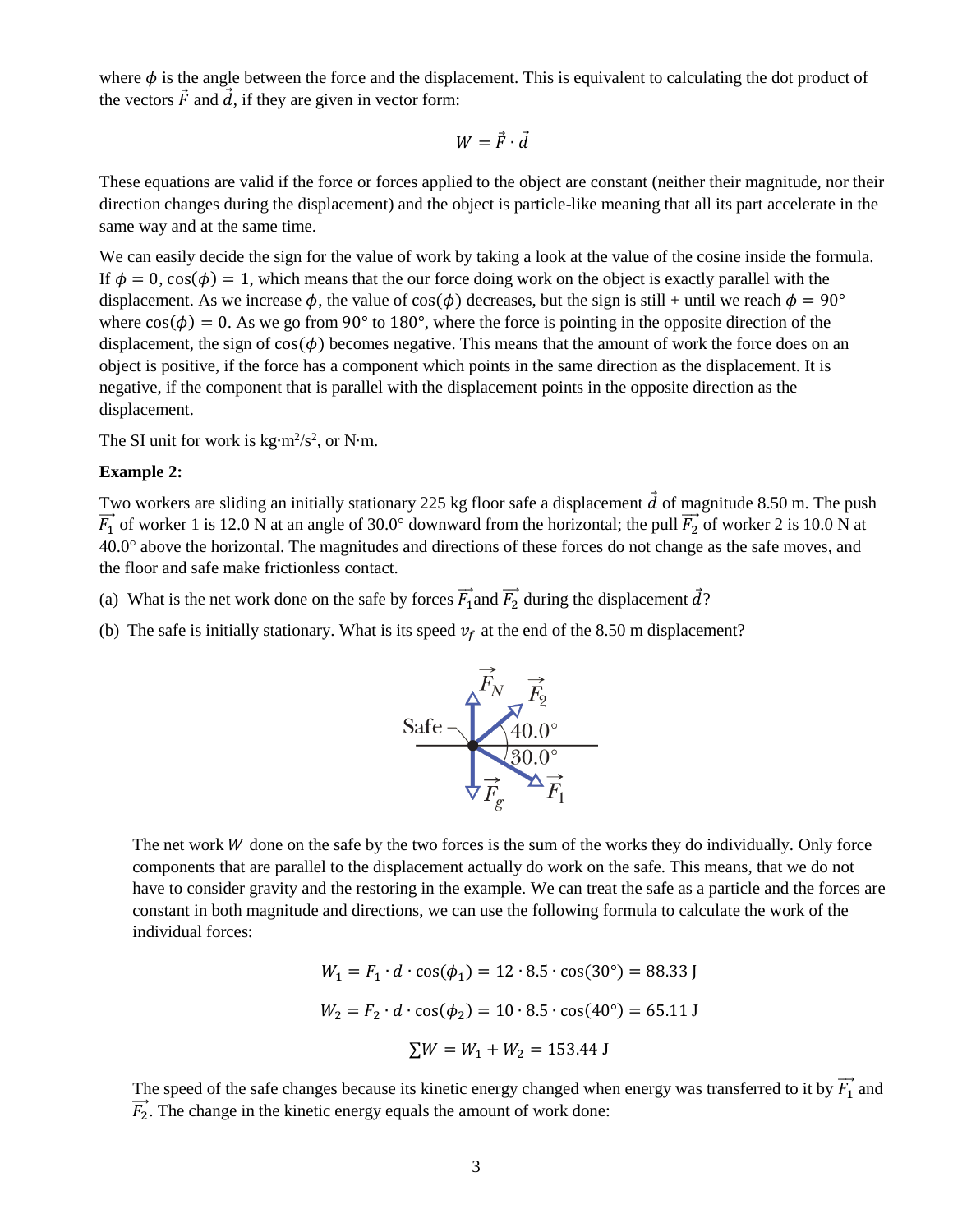where $\phi$ is the angle between the force and the displacement. This is equivalent to calculating the dot product of the vectors $\vec{F}$ and $\vec{d}$, if they are given in vector form:

$$W = \vec{F} \cdot \vec{d}$$

These equations are valid if the force or forces applied to the object are constant (neither their magnitude, nor their direction changes during the displacement) and the object is particle-like meaning that all its part accelerate in the same way and at the same time.

We can easily decide the sign for the value of work by taking a look at the value of the cosine inside the formula. If $\phi = 0$, $\cos(\phi) = 1$, which means that the our force doing work on the object is exactly parallel with the displacement. As we increase $\phi$, the value of $\cos(\phi)$ decreases, but the sign is still + until we reach $\phi = 90°$ where $\cos(\phi) = 0$. As we go from $90°$ to $180°$, where the force is pointing in the opposite direction of the displacement, the sign of $\cos(\phi)$ becomes negative. This means that the amount of work the force does on an object is positive, if the force has a component which points in the same direction as the displacement. It is negative, if the component that is parallel with the displacement points in the opposite direction as the displacement.

The SI unit for work is kg·m²/s², or N·m.

**Example 2:**

Two workers are sliding an initially stationary 225 kg floor safe a displacement $\vec{d}$ of magnitude 8.50 m. The push $\vec{F_1}$ of worker 1 is 12.0 N at an angle of 30.0° downward from the horizontal; the pull $\vec{F_2}$ of worker 2 is 10.0 N at 40.0° above the horizontal. The magnitudes and directions of these forces do not change as the safe moves, and the floor and safe make frictionless contact.

(a) What is the net work done on the safe by forces $\vec{F_1}$ and $\vec{F_2}$ during the displacement $\vec{d}$?

(b) The safe is initially stationary. What is its speed $v_f$ at the end of the 8.50 m displacement?

The net work $W$ done on the safe by the two forces is the sum of the works they do individually. Only force components that are parallel to the displacement actually do work on the safe. This means, that we do not have to consider gravity and the restoring in the example. We can treat the safe as a particle and the forces are constant in both magnitude and directions, we can use the following formula to calculate the work of the individual forces:

$$W_1 = F_1 \cdot d \cdot \cos(\phi_1) = 12 \cdot 8.5 \cdot \cos(30°) = 88.33 \text{ J}$$

$$W_2 = F_2 \cdot d \cdot \cos(\phi_2) = 10 \cdot 8.5 \cdot \cos(40°) = 65.11 \text{ J}$$

$$\sum W = W_1 + W_2 = 153.44 \text{ J}$$

The speed of the safe changes because its kinetic energy changed when energy was transferred to it by $\vec{F_1}$ and $\vec{F_2}$. The change in the kinetic energy equals the amount of work done: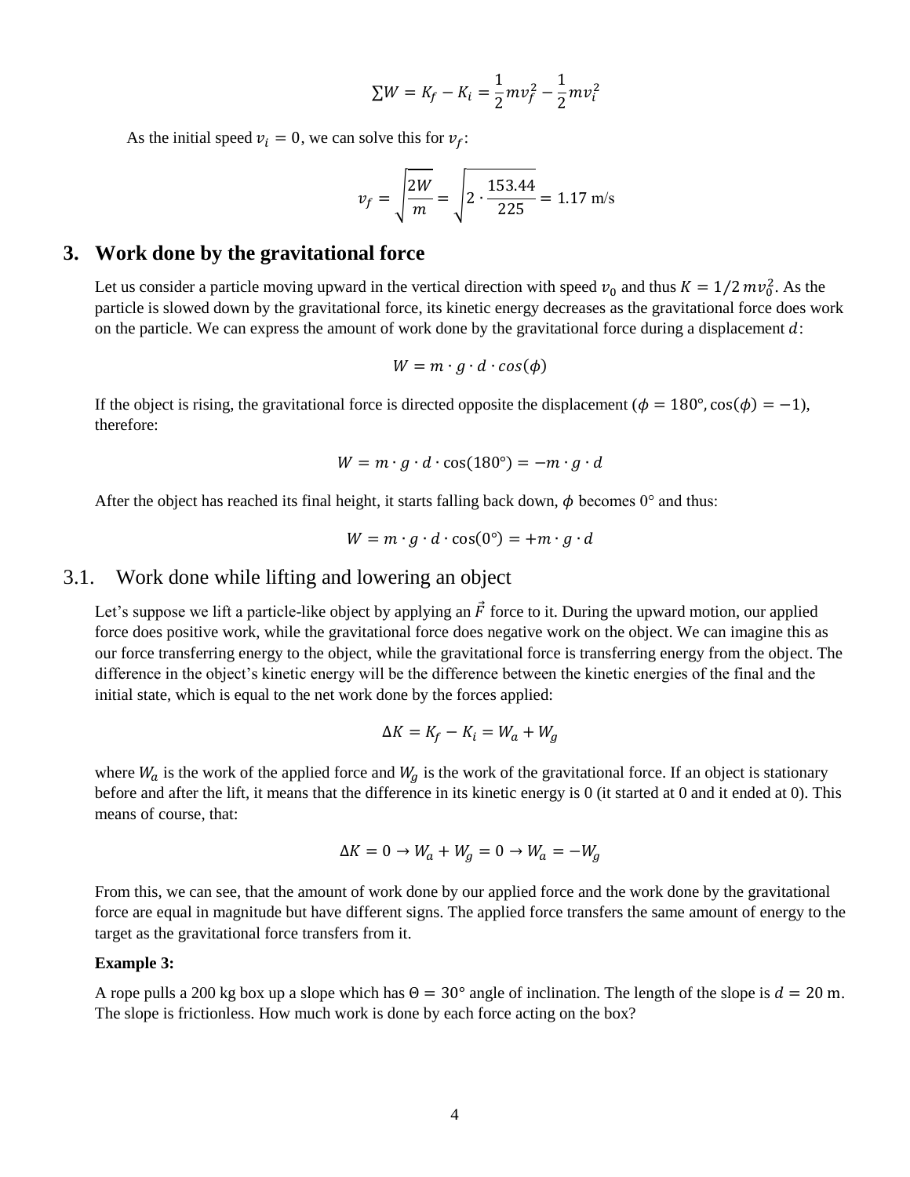$$\sum W = K_f - K_i = \frac{1}{2}mv_f^2 - \frac{1}{2}mv_i^2$$

As the initial speed $v_i = 0$, we can solve this for $v_f$:

$$v_f = \sqrt{\frac{2W}{m}} = \sqrt{2 \cdot \frac{153.44}{225}} = 1.17 \text{ m/s}$$

## 3. Work done by the gravitational force

Let us consider a particle moving upward in the vertical direction with speed $v_0$ and thus $K = 1/2\, mv_0^2$. As the particle is slowed down by the gravitational force, its kinetic energy decreases as the gravitational force does work on the particle. We can express the amount of work done by the gravitational force during a displacement $d$:

$$W = m \cdot g \cdot d \cdot cos(\phi)$$

If the object is rising, the gravitational force is directed opposite the displacement ($\phi = 180°, \cos(\phi) = -1$), therefore:

$$W = m \cdot g \cdot d \cdot \cos(180°) = -m \cdot g \cdot d$$

After the object has reached its final height, it starts falling back down, $\phi$ becomes 0° and thus:

$$W = m \cdot g \cdot d \cdot \cos(0°) = +m \cdot g \cdot d$$

### 3.1. Work done while lifting and lowering an object

Let's suppose we lift a particle-like object by applying an $\vec{F}$ force to it. During the upward motion, our applied force does positive work, while the gravitational force does negative work on the object. We can imagine this as our force transferring energy to the object, while the gravitational force is transferring energy from the object. The difference in the object's kinetic energy will be the difference between the kinetic energies of the final and the initial state, which is equal to the net work done by the forces applied:

$$\Delta K = K_f - K_i = W_a + W_g$$

where $W_a$ is the work of the applied force and $W_g$ is the work of the gravitational force. If an object is stationary before and after the lift, it means that the difference in its kinetic energy is 0 (it started at 0 and it ended at 0). This means of course, that:

$$\Delta K = 0 \rightarrow W_a + W_g = 0 \rightarrow W_a = -W_g$$

From this, we can see, that the amount of work done by our applied force and the work done by the gravitational force are equal in magnitude but have different signs. The applied force transfers the same amount of energy to the target as the gravitational force transfers from it.

**Example 3:**

A rope pulls a 200 kg box up a slope which has $\Theta = 30°$ angle of inclination. The length of the slope is $d = 20$ m. The slope is frictionless. How much work is done by each force acting on the box?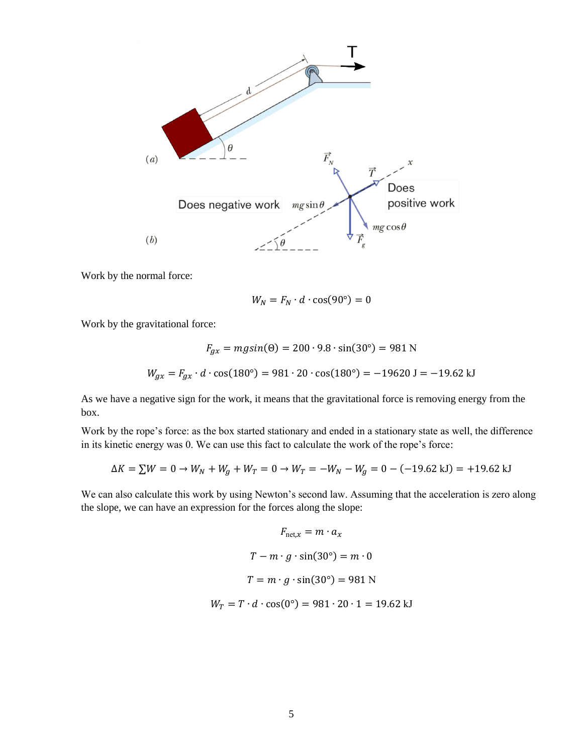Work by the normal force:

$$W_N = F_N \cdot d \cdot \cos(90°) = 0$$

Work by the gravitational force:

$$F_{gx} = mgsin(\Theta) = 200 \cdot 9.8 \cdot \sin(30°) = 981 \text{ N}$$

$$W_{gx} = F_{gx} \cdot d \cdot \cos(180°) = 981 \cdot 20 \cdot \cos(180°) = -19620 \text{ J} = -19.62 \text{ kJ}$$

As we have a negative sign for the work, it means that the gravitational force is removing energy from the box.

Work by the rope's force: as the box started stationary and ended in a stationary state as well, the difference in its kinetic energy was 0. We can use this fact to calculate the work of the rope's force:

$$\Delta K = \sum W = 0 \rightarrow W_N + W_g + W_T = 0 \rightarrow W_T = -W_N - W_g = 0 - (-19.62 \text{ kJ}) = +19.62 \text{ kJ}$$

We can also calculate this work by using Newton's second law. Assuming that the acceleration is zero along the slope, we can have an expression for the forces along the slope:

$$F_{\text{net},x} = m \cdot a_x$$

$$T - m \cdot g \cdot \sin(30°) = m \cdot 0$$

$$T = m \cdot g \cdot \sin(30°) = 981 \text{ N}$$

$$W_T = T \cdot d \cdot \cos(0°) = 981 \cdot 20 \cdot 1 = 19.62 \text{ kJ}$$